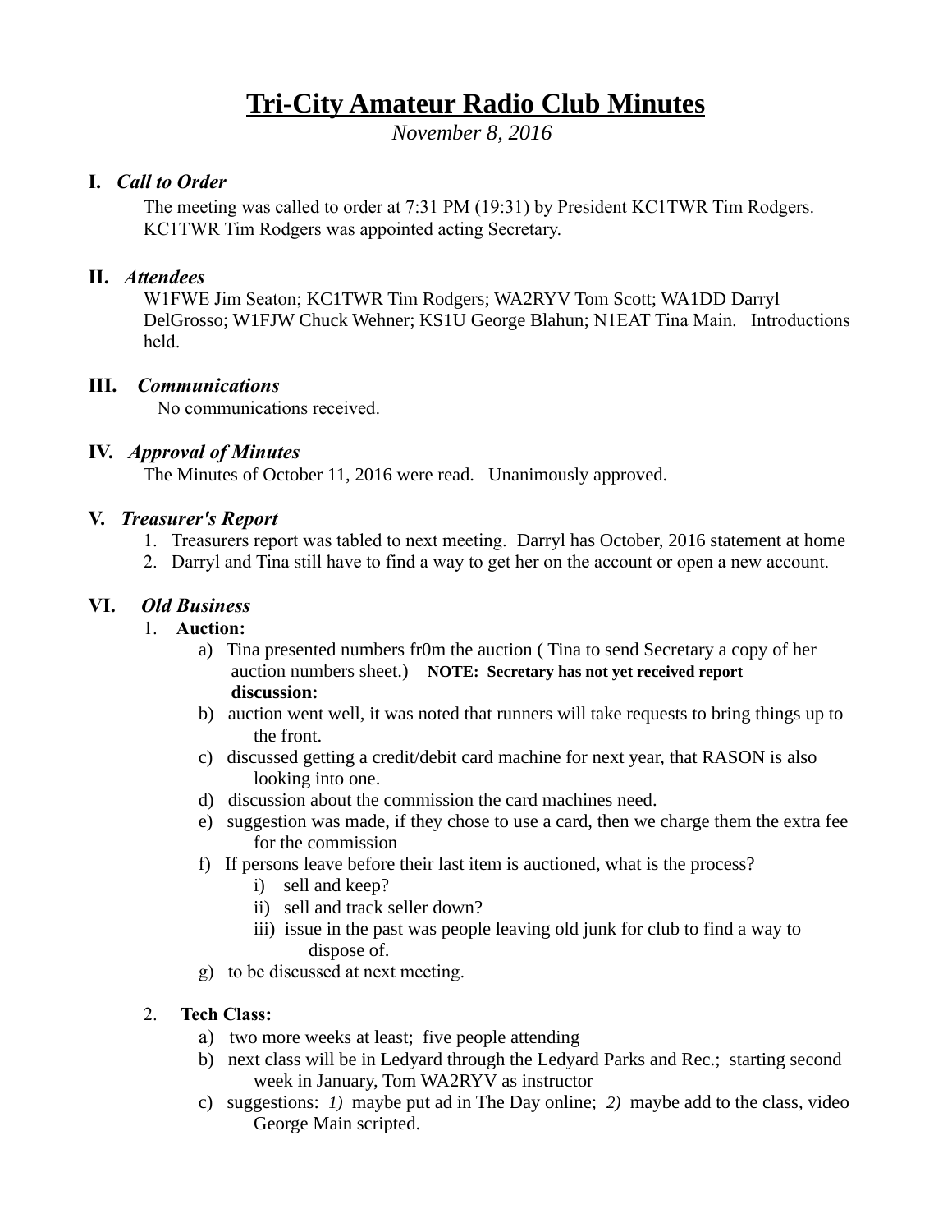# Tri-City Amateur Radio Club Minutes

*November 8, 2016*

## I. *Call to Order*

The meeting was called to order at 7:31 PM (19:31) by President KC1TWR Tim Rodgers. KC1TWR Tim Rodgers was appointed acting Secretary.

## II. *Attendees*

W1FWE Jim Seaton; KC1TWR Tim Rodgers; WA2RYV Tom Scott; WA1DD Darryl DelGrosso; W1FJW Chuck Wehner; KS1U George Blahun; N1EAT Tina Main. Introductions held.

## III. *Communications*

No communications received.

## IV. *Approval of Minutes*

The Minutes of October 11, 2016 were read. Unanimously approved.

## V. *Treasurer's Report*

1. Treasurers report was tabled to next meeting. Darryl has October, 2016 statement at home
2. Darryl and Tina still have to find a way to get her on the account or open a new account.

## VI. *Old Business*

1. **Auction:**
   - a) Tina presented numbers fr0m the auction ( Tina to send Secretary a copy of her auction numbers sheet.) **NOTE: Secretary has not yet received report** **discussion:**
   - b) auction went well, it was noted that runners will take requests to bring things up to the front.
   - c) discussed getting a credit/debit card machine for next year, that RASON is also looking into one.
   - d) discussion about the commission the card machines need.
   - e) suggestion was made, if they chose to use a card, then we charge them the extra fee for the commission
   - f) If persons leave before their last item is auctioned, what is the process?
     - i) sell and keep?
     - ii) sell and track seller down?
     - iii) issue in the past was people leaving old junk for club to find a way to dispose of.
   - g) to be discussed at next meeting.

2. **Tech Class:**
   - a) two more weeks at least; five people attending
   - b) next class will be in Ledyard through the Ledyard Parks and Rec.; starting second week in January, Tom WA2RYV as instructor
   - c) suggestions: *1)* maybe put ad in The Day online; *2)* maybe add to the class, video George Main scripted.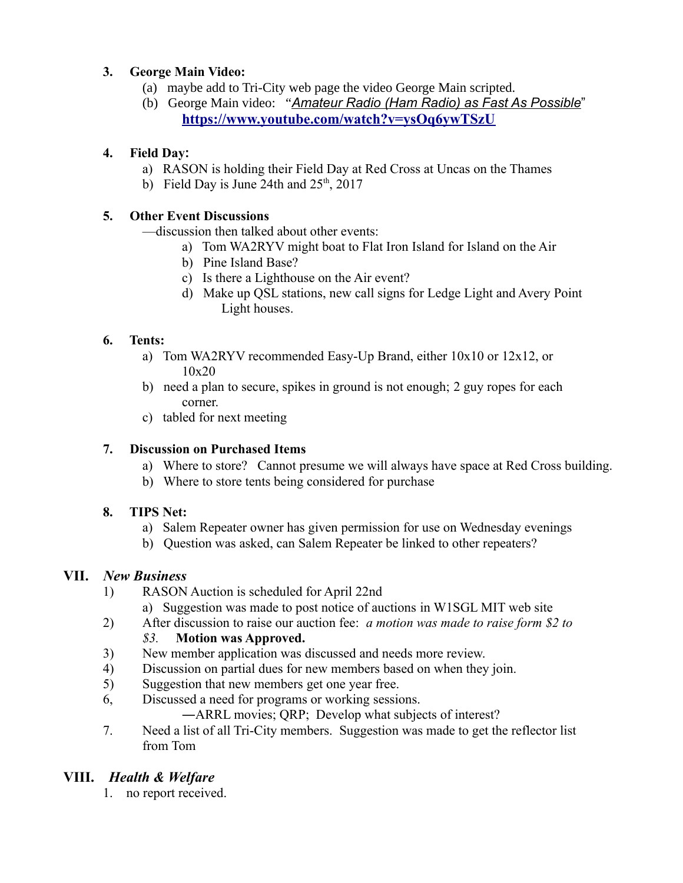**3. George Main Video:**

(a) maybe add to Tri-City web page the video George Main scripted.

(b) George Main video: "*Amateur Radio (Ham Radio) as Fast As Possible*" **https://www.youtube.com/watch?v=ysOq6ywTSzU**

**4. Field Day:**

a) RASON is holding their Field Day at Red Cross at Uncas on the Thames

b) Field Day is June 24th and 25th, 2017

**5. Other Event Discussions**

—discussion then talked about other events:

a) Tom WA2RYV might boat to Flat Iron Island for Island on the Air

b) Pine Island Base?

c) Is there a Lighthouse on the Air event?

d) Make up QSL stations, new call signs for Ledge Light and Avery Point Light houses.

**6. Tents:**

a) Tom WA2RYV recommended Easy-Up Brand, either 10x10 or 12x12, or 10x20

b) need a plan to secure, spikes in ground is not enough; 2 guy ropes for each corner.

c) tabled for next meeting

**7. Discussion on Purchased Items**

a) Where to store? Cannot presume we will always have space at Red Cross building.

b) Where to store tents being considered for purchase

**8. TIPS Net:**

a) Salem Repeater owner has given permission for use on Wednesday evenings

b) Question was asked, can Salem Repeater be linked to other repeaters?

## VII. *New Business*

1) RASON Auction is scheduled for April 22nd

a) Suggestion was made to post notice of auctions in W1SGL MIT web site

2) After discussion to raise our auction fee: *a motion was made to raise form $2 to $3.* **Motion was Approved.**

3) New member application was discussed and needs more review.

4) Discussion on partial dues for new members based on when they join.

5) Suggestion that new members get one year free.

6, Discussed a need for programs or working sessions.

―ARRL movies; QRP; Develop what subjects of interest?

7. Need a list of all Tri-City members. Suggestion was made to get the reflector list from Tom

## VIII. *Health & Welfare*

1. no report received.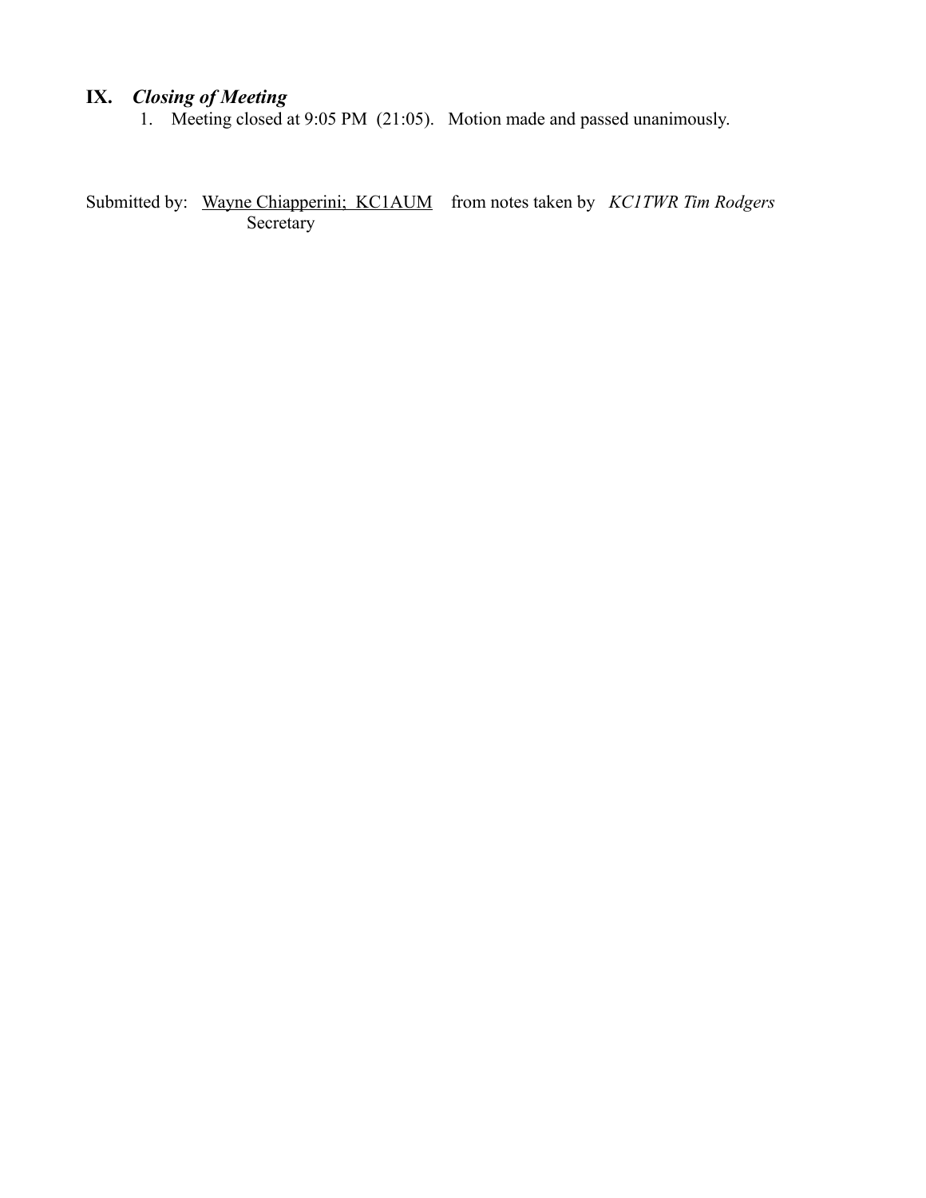## IX. *Closing of Meeting*

1. Meeting closed at 9:05 PM (21:05). Motion made and passed unanimously.

Submitted by: Wayne Chiapperini; KC1AUM from notes taken by *KC1TWR Tim Rodgers*
Secretary